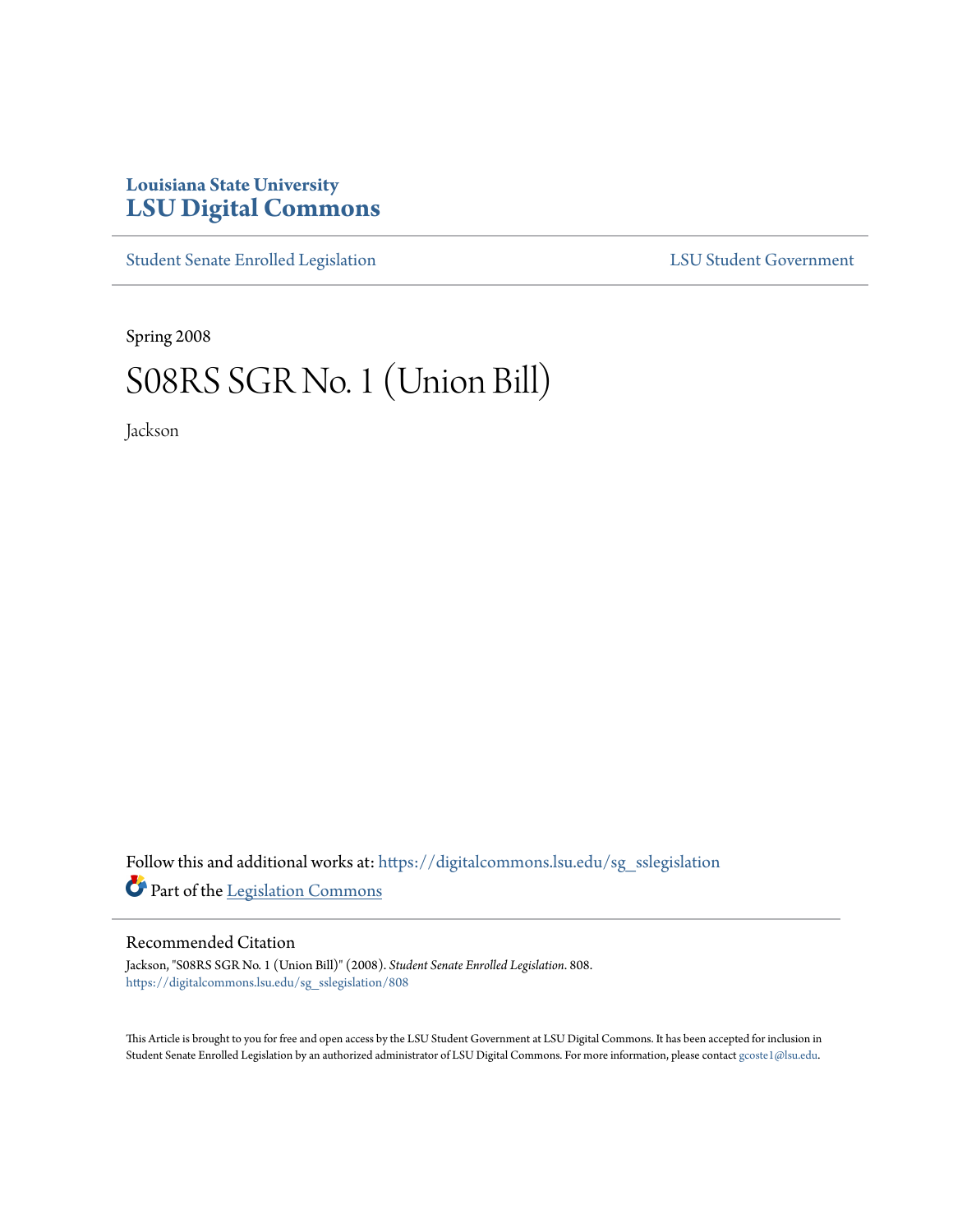Louisiana State University
# LSU Digital Commons

Student Senate Enrolled Legislation | LSU Student Government

Spring 2008

# S08RS SGR No. 1 (Union Bill)

Jackson

Follow this and additional works at: https://digitalcommons.lsu.edu/sg_sslegislation

Part of the Legislation Commons

## Recommended Citation

Jackson, "S08RS SGR No. 1 (Union Bill)" (2008). *Student Senate Enrolled Legislation*. 808.
https://digitalcommons.lsu.edu/sg_sslegislation/808

This Article is brought to you for free and open access by the LSU Student Government at LSU Digital Commons. It has been accepted for inclusion in Student Senate Enrolled Legislation by an authorized administrator of LSU Digital Commons. For more information, please contact gcoste1@lsu.edu.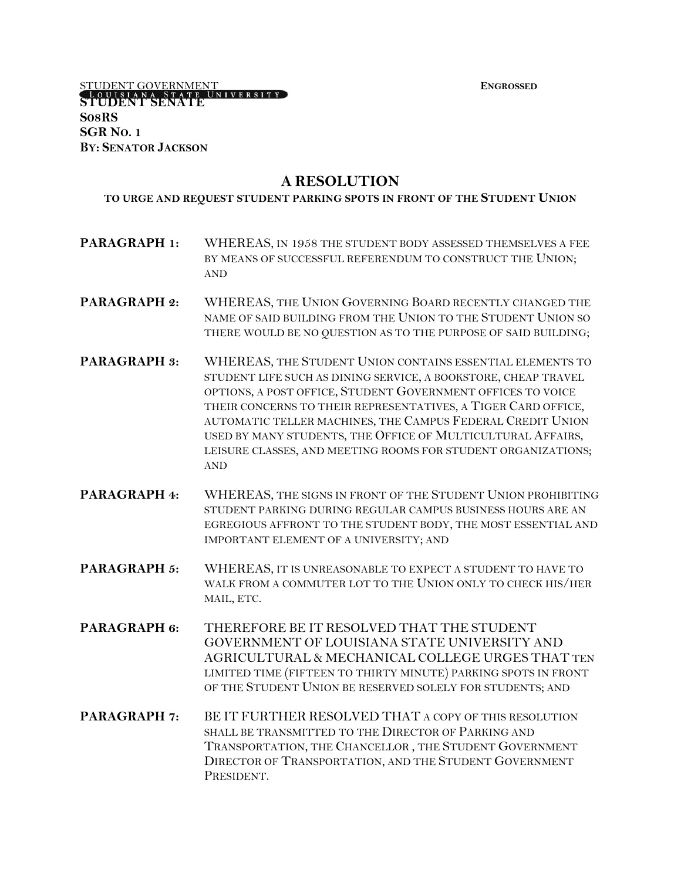STUDENT GOVERNMENT **ENGROSSED**
LOUISIANA STATE UNIVERSITY
**STUDENT SENATE**
**S08RS**
**SGR NO. 1**
**BY: SENATOR JACKSON**

# A RESOLUTION

**TO URGE AND REQUEST STUDENT PARKING SPOTS IN FRONT OF THE STUDENT UNION**

**PARAGRAPH 1:** WHEREAS, IN 1958 THE STUDENT BODY ASSESSED THEMSELVES A FEE BY MEANS OF SUCCESSFUL REFERENDUM TO CONSTRUCT THE UNION; AND

**PARAGRAPH 2:** WHEREAS, THE UNION GOVERNING BOARD RECENTLY CHANGED THE NAME OF SAID BUILDING FROM THE UNION TO THE STUDENT UNION SO THERE WOULD BE NO QUESTION AS TO THE PURPOSE OF SAID BUILDING;

**PARAGRAPH 3:** WHEREAS, THE STUDENT UNION CONTAINS ESSENTIAL ELEMENTS TO STUDENT LIFE SUCH AS DINING SERVICE, A BOOKSTORE, CHEAP TRAVEL OPTIONS, A POST OFFICE, STUDENT GOVERNMENT OFFICES TO VOICE THEIR CONCERNS TO THEIR REPRESENTATIVES, A TIGER CARD OFFICE, AUTOMATIC TELLER MACHINES, THE CAMPUS FEDERAL CREDIT UNION USED BY MANY STUDENTS, THE OFFICE OF MULTICULTURAL AFFAIRS, LEISURE CLASSES, AND MEETING ROOMS FOR STUDENT ORGANIZATIONS; AND

**PARAGRAPH 4:** WHEREAS, THE SIGNS IN FRONT OF THE STUDENT UNION PROHIBITING STUDENT PARKING DURING REGULAR CAMPUS BUSINESS HOURS ARE AN EGREGIOUS AFFRONT TO THE STUDENT BODY, THE MOST ESSENTIAL AND IMPORTANT ELEMENT OF A UNIVERSITY; AND

**PARAGRAPH 5:** WHEREAS, IT IS UNREASONABLE TO EXPECT A STUDENT TO HAVE TO WALK FROM A COMMUTER LOT TO THE UNION ONLY TO CHECK HIS/HER MAIL, ETC.

**PARAGRAPH 6:** THEREFORE BE IT RESOLVED THAT THE STUDENT GOVERNMENT OF LOUISIANA STATE UNIVERSITY AND AGRICULTURAL & MECHANICAL COLLEGE URGES THAT TEN LIMITED TIME (FIFTEEN TO THIRTY MINUTE) PARKING SPOTS IN FRONT OF THE STUDENT UNION BE RESERVED SOLELY FOR STUDENTS; AND

**PARAGRAPH 7:** BE IT FURTHER RESOLVED THAT A COPY OF THIS RESOLUTION SHALL BE TRANSMITTED TO THE DIRECTOR OF PARKING AND TRANSPORTATION, THE CHANCELLOR , THE STUDENT GOVERNMENT DIRECTOR OF TRANSPORTATION, AND THE STUDENT GOVERNMENT PRESIDENT.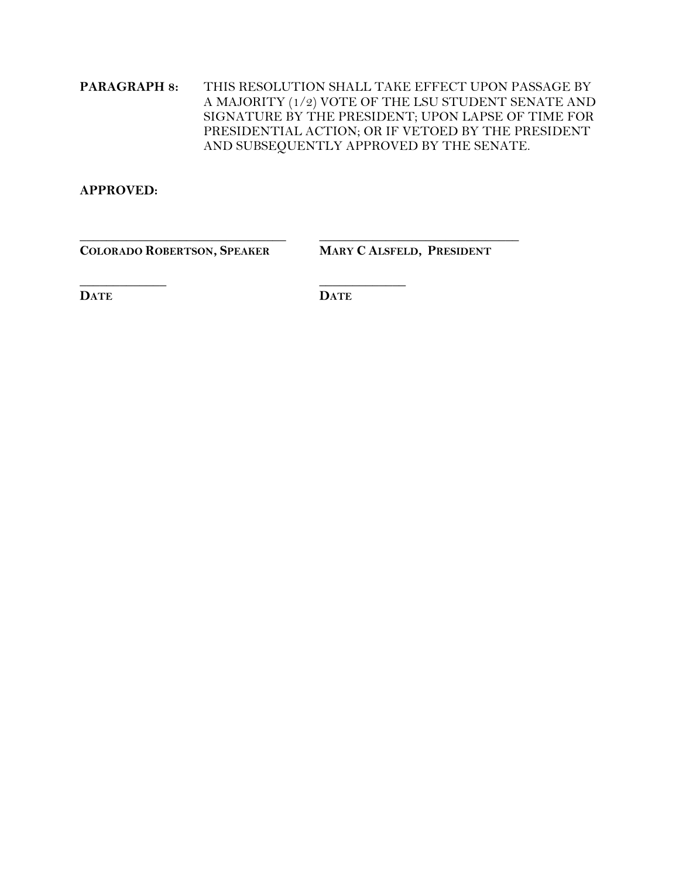**PARAGRAPH 8:** THIS RESOLUTION SHALL TAKE EFFECT UPON PASSAGE BY A MAJORITY (1/2) VOTE OF THE LSU STUDENT SENATE AND SIGNATURE BY THE PRESIDENT; UPON LAPSE OF TIME FOR PRESIDENTIAL ACTION; OR IF VETOED BY THE PRESIDENT AND SUBSEQUENTLY APPROVED BY THE SENATE.

**APPROVED:**

| | |
|---|---|
| ______________________________ | ______________________________ |
| **COLORADO ROBERTSON, SPEAKER** | **MARY C ALSFELD, PRESIDENT** |
| ____________ | ____________ |
| **DATE** | **DATE** |